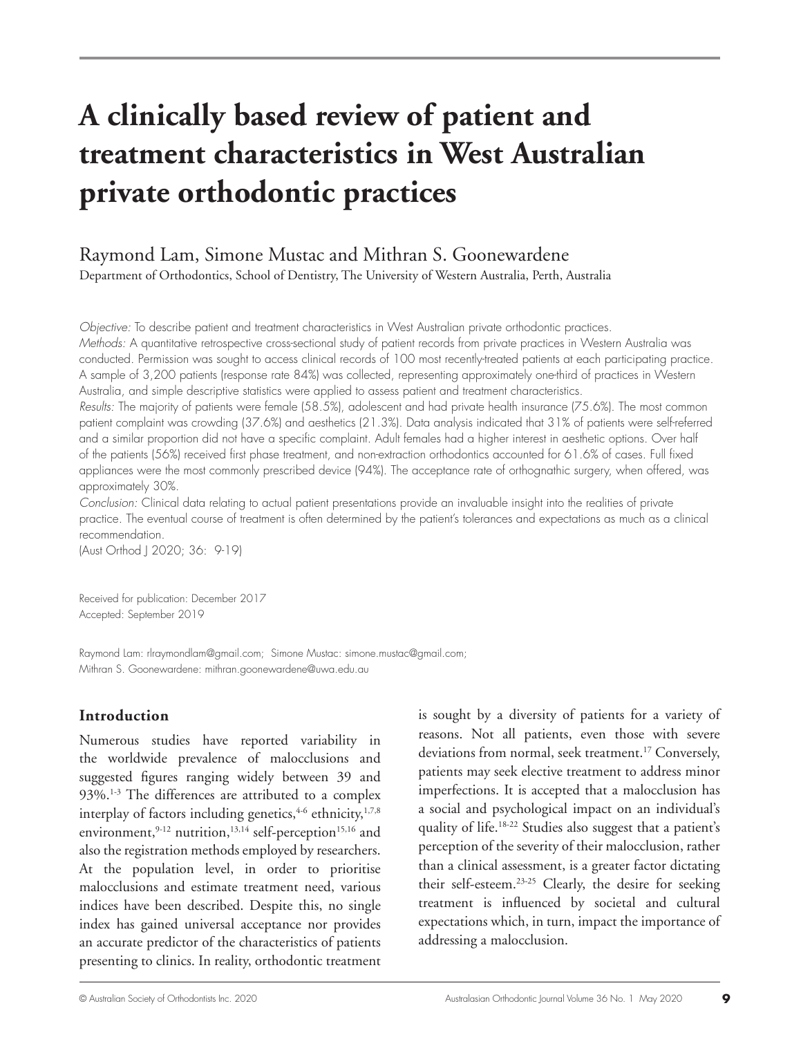# A clinically based review of patient and treatment characteristics in West Australian private orthodontic practices

Raymond Lam, Simone Mustac and Mithran S. Goonewardene

Department of Orthodontics, School of Dentistry, The University of Western Australia, Perth, Australia

*Objective:* To describe patient and treatment characteristics in West Australian private orthodontic practices.

*Methods:* A quantitative retrospective cross-sectional study of patient records from private practices in Western Australia was conducted. Permission was sought to access clinical records of 100 most recently-treated patients at each participating practice. A sample of 3,200 patients (response rate 84%) was collected, representing approximately one-third of practices in Western Australia, and simple descriptive statistics were applied to assess patient and treatment characteristics.

*Results:* The majority of patients were female (58.5%), adolescent and had private health insurance (75.6%). The most common patient complaint was crowding (37.6%) and aesthetics (21.3%). Data analysis indicated that 31% of patients were self-referred and a similar proportion did not have a specific complaint. Adult females had a higher interest in aesthetic options. Over half of the patients (56%) received first phase treatment, and non-extraction orthodontics accounted for 61.6% of cases. Full fixed appliances were the most commonly prescribed device (94%). The acceptance rate of orthognathic surgery, when offered, was approximately 30%.

*Conclusion:* Clinical data relating to actual patient presentations provide an invaluable insight into the realities of private practice. The eventual course of treatment is often determined by the patient's tolerances and expectations as much as a clinical recommendation.

(Aust Orthod J 2020; 36: 9-19)

Received for publication: December 2017
Accepted: September 2019

Raymond Lam: rlraymondlam@gmail.com; Simone Mustac: simone.mustac@gmail.com;
Mithran S. Goonewardene: mithran.goonewardene@uwa.edu.au

## Introduction

Numerous studies have reported variability in the worldwide prevalence of malocclusions and suggested figures ranging widely between 39 and 93%.[1-3] The differences are attributed to a complex interplay of factors including genetics,[4-6] ethnicity,[1,7,8] environment,[9-12] nutrition,[13,14] self-perception[15,16] and also the registration methods employed by researchers. At the population level, in order to prioritise malocclusions and estimate treatment need, various indices have been described. Despite this, no single index has gained universal acceptance nor provides an accurate predictor of the characteristics of patients presenting to clinics. In reality, orthodontic treatment is sought by a diversity of patients for a variety of reasons. Not all patients, even those with severe deviations from normal, seek treatment.[17] Conversely, patients may seek elective treatment to address minor imperfections. It is accepted that a malocclusion has a social and psychological impact on an individual's quality of life.[18-22] Studies also suggest that a patient's perception of the severity of their malocclusion, rather than a clinical assessment, is a greater factor dictating their self-esteem.[23-25] Clearly, the desire for seeking treatment is influenced by societal and cultural expectations which, in turn, impact the importance of addressing a malocclusion.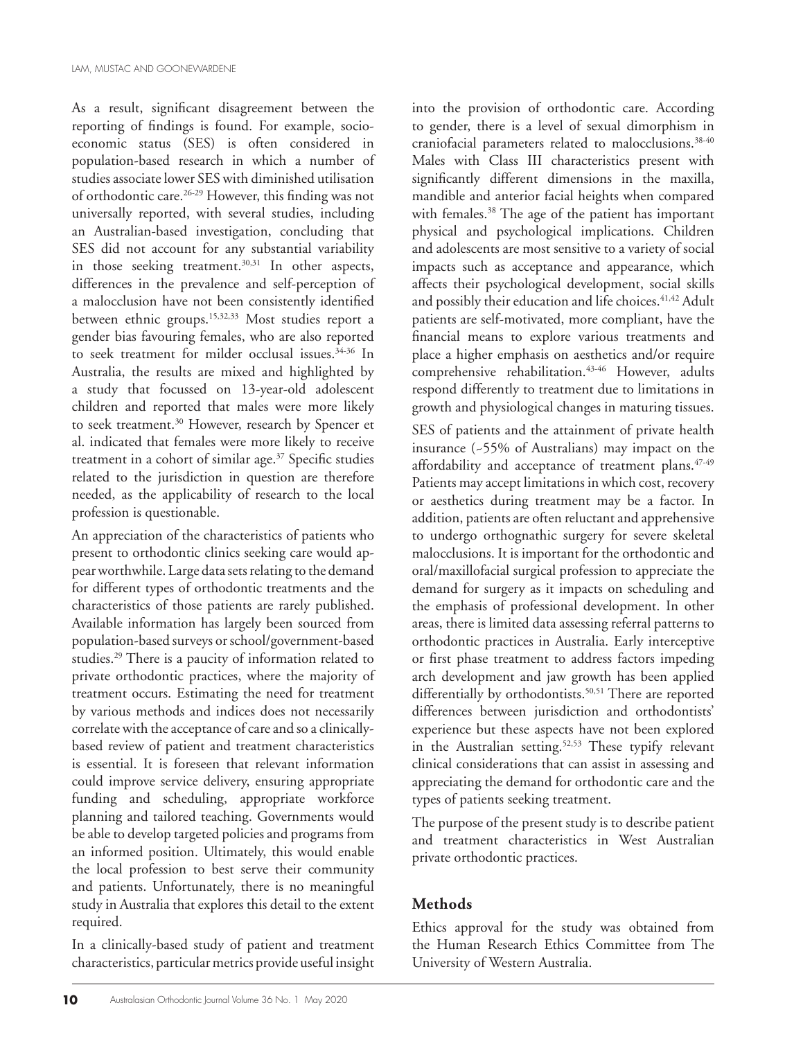As a result, significant disagreement between the reporting of findings is found. For example, socio-economic status (SES) is often considered in population-based research in which a number of studies associate lower SES with diminished utilisation of orthodontic care.[26-29] However, this finding was not universally reported, with several studies, including an Australian-based investigation, concluding that SES did not account for any substantial variability in those seeking treatment.[30,31] In other aspects, differences in the prevalence and self-perception of a malocclusion have not been consistently identified between ethnic groups.[15,32,33] Most studies report a gender bias favouring females, who are also reported to seek treatment for milder occlusal issues.[34-36] In Australia, the results are mixed and highlighted by a study that focussed on 13-year-old adolescent children and reported that males were more likely to seek treatment.[30] However, research by Spencer et al. indicated that females were more likely to receive treatment in a cohort of similar age.[37] Specific studies related to the jurisdiction in question are therefore needed, as the applicability of research to the local profession is questionable.

An appreciation of the characteristics of patients who present to orthodontic clinics seeking care would appear worthwhile. Large data sets relating to the demand for different types of orthodontic treatments and the characteristics of those patients are rarely published. Available information has largely been sourced from population-based surveys or school/government-based studies.[29] There is a paucity of information related to private orthodontic practices, where the majority of treatment occurs. Estimating the need for treatment by various methods and indices does not necessarily correlate with the acceptance of care and so a clinically-based review of patient and treatment characteristics is essential. It is foreseen that relevant information could improve service delivery, ensuring appropriate funding and scheduling, appropriate workforce planning and tailored teaching. Governments would be able to develop targeted policies and programs from an informed position. Ultimately, this would enable the local profession to best serve their community and patients. Unfortunately, there is no meaningful study in Australia that explores this detail to the extent required.

In a clinically-based study of patient and treatment characteristics, particular metrics provide useful insight into the provision of orthodontic care. According to gender, there is a level of sexual dimorphism in craniofacial parameters related to malocclusions.[38-40] Males with Class III characteristics present with significantly different dimensions in the maxilla, mandible and anterior facial heights when compared with females.[38] The age of the patient has important physical and psychological implications. Children and adolescents are most sensitive to a variety of social impacts such as acceptance and appearance, which affects their psychological development, social skills and possibly their education and life choices.[41,42] Adult patients are self-motivated, more compliant, have the financial means to explore various treatments and place a higher emphasis on aesthetics and/or require comprehensive rehabilitation.[43-46] However, adults respond differently to treatment due to limitations in growth and physiological changes in maturing tissues.

SES of patients and the attainment of private health insurance (~55% of Australians) may impact on the affordability and acceptance of treatment plans.[47-49] Patients may accept limitations in which cost, recovery or aesthetics during treatment may be a factor. In addition, patients are often reluctant and apprehensive to undergo orthognathic surgery for severe skeletal malocclusions. It is important for the orthodontic and oral/maxillofacial surgical profession to appreciate the demand for surgery as it impacts on scheduling and the emphasis of professional development. In other areas, there is limited data assessing referral patterns to orthodontic practices in Australia. Early interceptive or first phase treatment to address factors impeding arch development and jaw growth has been applied differentially by orthodontists.[50,51] There are reported differences between jurisdiction and orthodontists' experience but these aspects have not been explored in the Australian setting.[52,53] These typify relevant clinical considerations that can assist in assessing and appreciating the demand for orthodontic care and the types of patients seeking treatment.

The purpose of the present study is to describe patient and treatment characteristics in West Australian private orthodontic practices.

## Methods

Ethics approval for the study was obtained from the Human Research Ethics Committee from The University of Western Australia.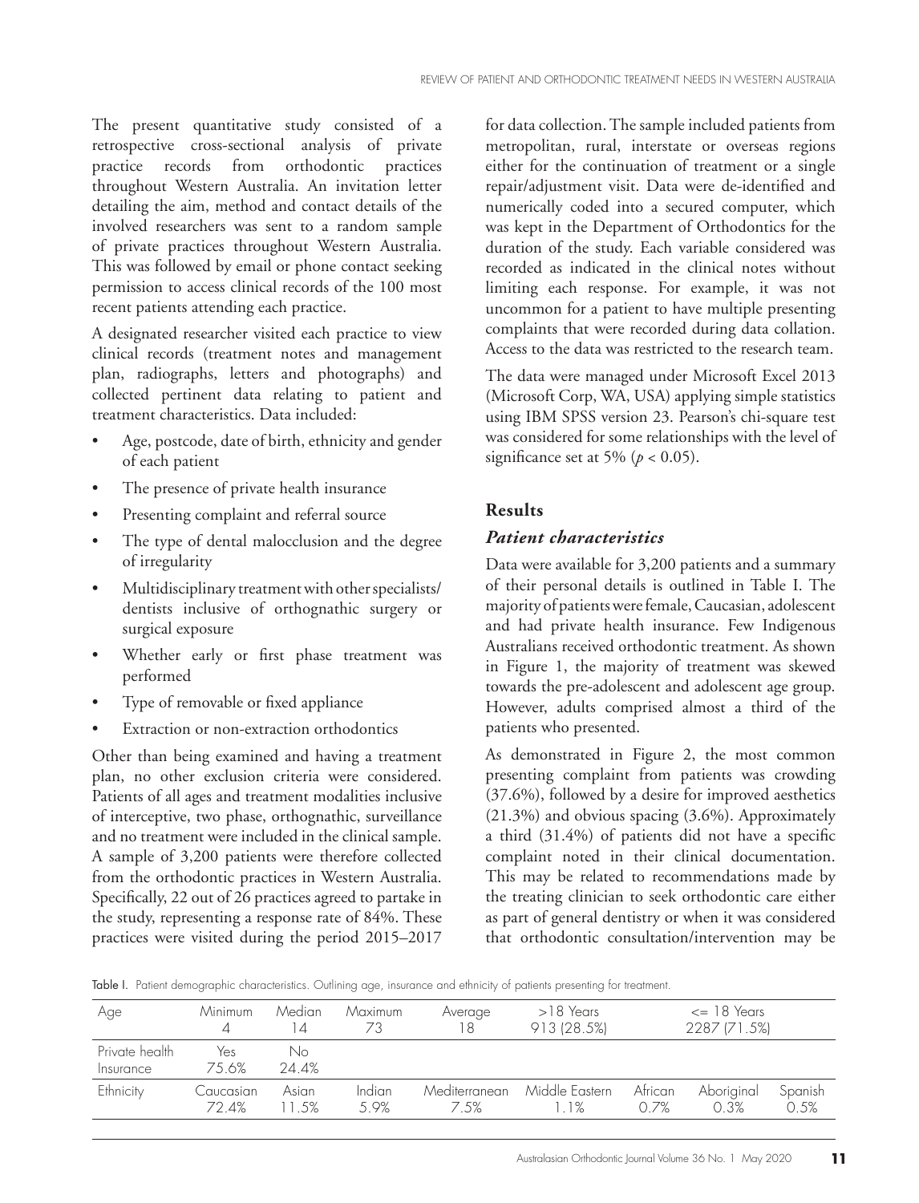The present quantitative study consisted of a retrospective cross-sectional analysis of private practice records from orthodontic practices throughout Western Australia. An invitation letter detailing the aim, method and contact details of the involved researchers was sent to a random sample of private practices throughout Western Australia. This was followed by email or phone contact seeking permission to access clinical records of the 100 most recent patients attending each practice.

A designated researcher visited each practice to view clinical records (treatment notes and management plan, radiographs, letters and photographs) and collected pertinent data relating to patient and treatment characteristics. Data included:

- Age, postcode, date of birth, ethnicity and gender of each patient
- The presence of private health insurance
- Presenting complaint and referral source
- The type of dental malocclusion and the degree of irregularity
- Multidisciplinary treatment with other specialists/dentists inclusive of orthognathic surgery or surgical exposure
- Whether early or first phase treatment was performed
- Type of removable or fixed appliance
- Extraction or non-extraction orthodontics

Other than being examined and having a treatment plan, no other exclusion criteria were considered. Patients of all ages and treatment modalities inclusive of interceptive, two phase, orthognathic, surveillance and no treatment were included in the clinical sample. A sample of 3,200 patients were therefore collected from the orthodontic practices in Western Australia. Specifically, 22 out of 26 practices agreed to partake in the study, representing a response rate of 84%. These practices were visited during the period 2015–2017 for data collection. The sample included patients from metropolitan, rural, interstate or overseas regions either for the continuation of treatment or a single repair/adjustment visit. Data were de-identified and numerically coded into a secured computer, which was kept in the Department of Orthodontics for the duration of the study. Each variable considered was recorded as indicated in the clinical notes without limiting each response. For example, it was not uncommon for a patient to have multiple presenting complaints that were recorded during data collation. Access to the data was restricted to the research team.

The data were managed under Microsoft Excel 2013 (Microsoft Corp, WA, USA) applying simple statistics using IBM SPSS version 23. Pearson's chi-square test was considered for some relationships with the level of significance set at 5% ($p < 0.05$).

## Results

### *Patient characteristics*

Data were available for 3,200 patients and a summary of their personal details is outlined in Table I. The majority of patients were female, Caucasian, adolescent and had private health insurance. Few Indigenous Australians received orthodontic treatment. As shown in Figure 1, the majority of treatment was skewed towards the pre-adolescent and adolescent age group. However, adults comprised almost a third of the patients who presented.

As demonstrated in Figure 2, the most common presenting complaint from patients was crowding (37.6%), followed by a desire for improved aesthetics (21.3%) and obvious spacing (3.6%). Approximately a third (31.4%) of patients did not have a specific complaint noted in their clinical documentation. This may be related to recommendations made by the treating clinician to seek orthodontic care either as part of general dentistry or when it was considered that orthodontic consultation/intervention may be

Table I. Patient demographic characteristics. Outlining age, insurance and ethnicity of patients presenting for treatment.

| Age | Minimum 4 | Median 14 | Maximum 73 | Average 18 | >18 Years 913 (28.5%) | | <= 18 Years 2287 (71.5%) | |
|---|---|---|---|---|---|---|---|---|
| Private health Insurance | Yes 75.6% | No 24.4% | | | | | | |
| Ethnicity | Caucasian 72.4% | Asian 11.5% | Indian 5.9% | Mediterranean 7.5% | Middle Eastern 1.1% | African 0.7% | Aboriginal 0.3% | Spanish 0.5% |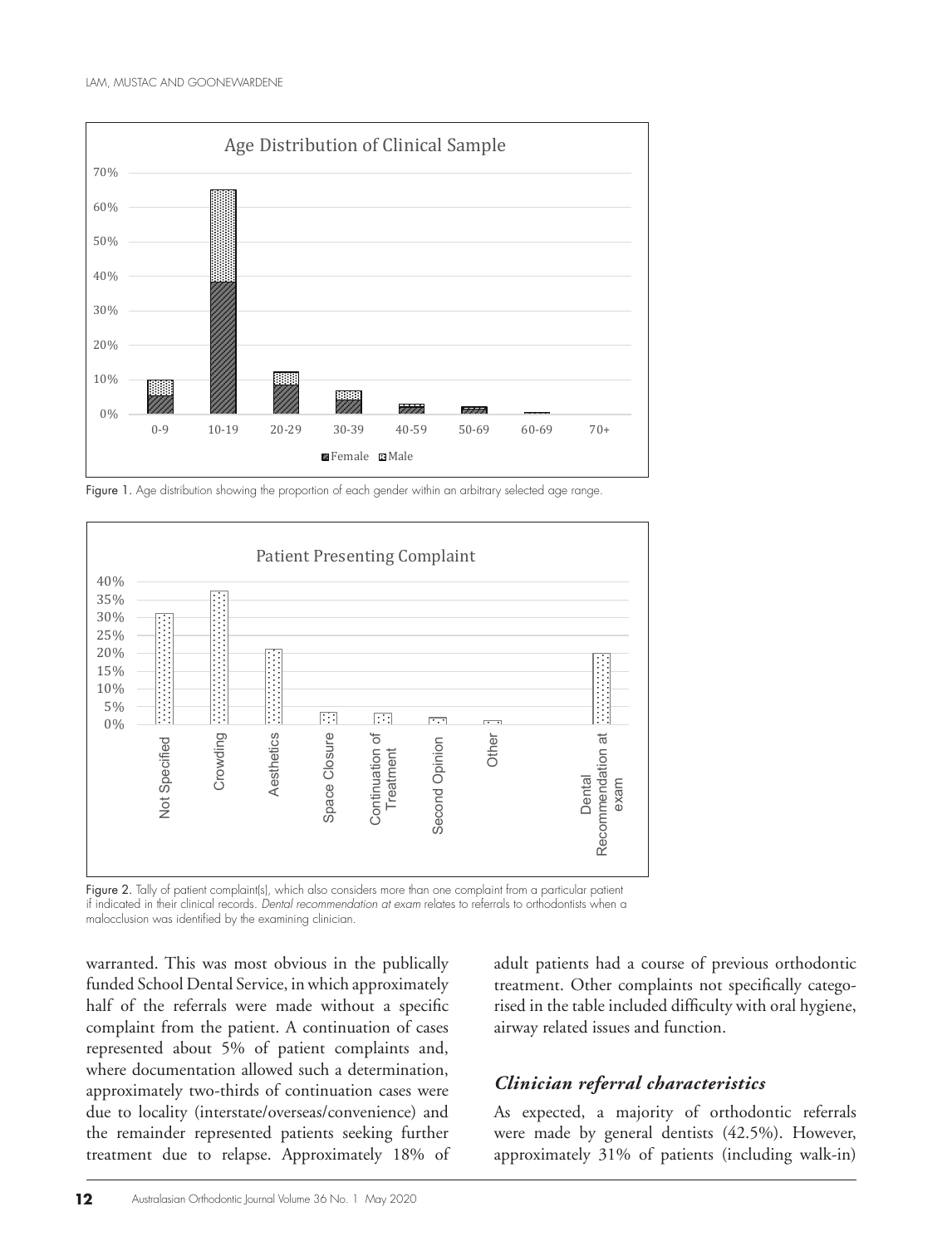Figure 1. Age distribution showing the proportion of each gender within an arbitrary selected age range.

Figure 2. Tally of patient complaint(s), which also considers more than one complaint from a particular patient if indicated in their clinical records. *Dental recommendation at exam* relates to referrals to orthodontists when a malocclusion was identified by the examining clinician.

warranted. This was most obvious in the publically funded School Dental Service, in which approximately half of the referrals were made without a specific complaint from the patient. A continuation of cases represented about 5% of patient complaints and, where documentation allowed such a determination, approximately two-thirds of continuation cases were due to locality (interstate/overseas/convenience) and the remainder represented patients seeking further treatment due to relapse. Approximately 18% of adult patients had a course of previous orthodontic treatment. Other complaints not specifically categorised in the table included difficulty with oral hygiene, airway related issues and function.

### *Clinician referral characteristics*

As expected, a majority of orthodontic referrals were made by general dentists (42.5%). However, approximately 31% of patients (including walk-in)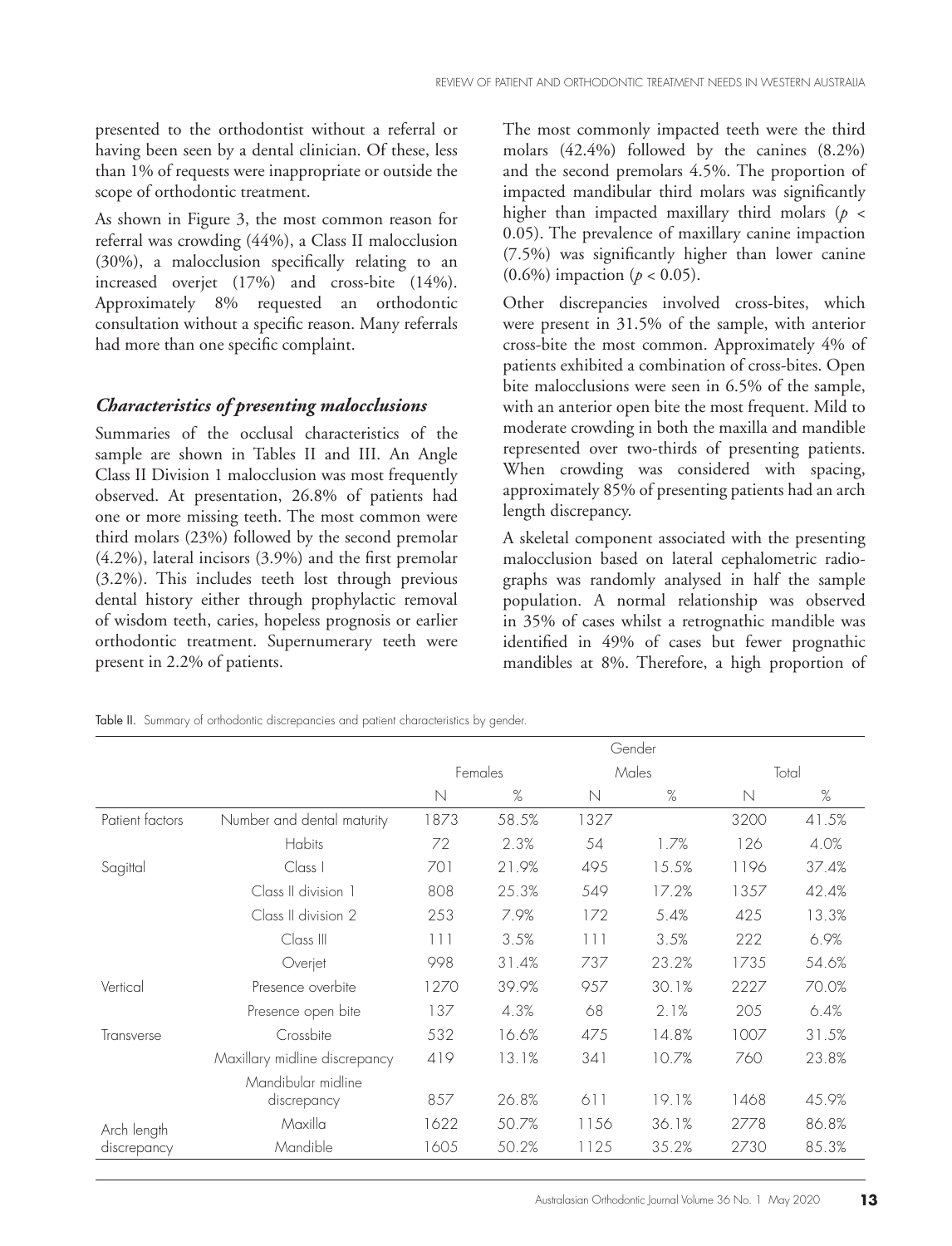presented to the orthodontist without a referral or having been seen by a dental clinician. Of these, less than 1% of requests were inappropriate or outside the scope of orthodontic treatment.

As shown in Figure 3, the most common reason for referral was crowding (44%), a Class II malocclusion (30%), a malocclusion specifically relating to an increased overjet (17%) and cross-bite (14%). Approximately 8% requested an orthodontic consultation without a specific reason. Many referrals had more than one specific complaint.

### *Characteristics of presenting malocclusions*

Summaries of the occlusal characteristics of the sample are shown in Tables II and III. An Angle Class II Division 1 malocclusion was most frequently observed. At presentation, 26.8% of patients had one or more missing teeth. The most common were third molars (23%) followed by the second premolar (4.2%), lateral incisors (3.9%) and the first premolar (3.2%). This includes teeth lost through previous dental history either through prophylactic removal of wisdom teeth, caries, hopeless prognosis or earlier orthodontic treatment. Supernumerary teeth were present in 2.2% of patients.

The most commonly impacted teeth were the third molars (42.4%) followed by the canines (8.2%) and the second premolars 4.5%. The proportion of impacted mandibular third molars was significantly higher than impacted maxillary third molars ($p < 0.05$). The prevalence of maxillary canine impaction (7.5%) was significantly higher than lower canine (0.6%) impaction ($p < 0.05$).

Other discrepancies involved cross-bites, which were present in 31.5% of the sample, with anterior cross-bite the most common. Approximately 4% of patients exhibited a combination of cross-bites. Open bite malocclusions were seen in 6.5% of the sample, with an anterior open bite the most frequent. Mild to moderate crowding in both the maxilla and mandible represented over two-thirds of presenting patients. When crowding was considered with spacing, approximately 85% of presenting patients had an arch length discrepancy.

A skeletal component associated with the presenting malocclusion based on lateral cephalometric radiographs was randomly analysed in half the sample population. A normal relationship was observed in 35% of cases whilst a retrognathic mandible was identified in 49% of cases but fewer prognathic mandibles at 8%. Therefore, a high proportion of

Table II. Summary of orthodontic discrepancies and patient characteristics by gender.

| | | Gender | | | | | |
|---|---|---|---|---|---|---|---|
| | | Females | | Males | | Total | |
| | | N | % | N | % | N | % |
| Patient factors | Number and dental maturity | 1873 | 58.5% | 1327 | | 3200 | 41.5% |
| | Habits | 72 | 2.3% | 54 | 1.7% | 126 | 4.0% |
| Sagittal | Class I | 701 | 21.9% | 495 | 15.5% | 1196 | 37.4% |
| | Class II division 1 | 808 | 25.3% | 549 | 17.2% | 1357 | 42.4% |
| | Class II division 2 | 253 | 7.9% | 172 | 5.4% | 425 | 13.3% |
| | Class III | 111 | 3.5% | 111 | 3.5% | 222 | 6.9% |
| | Overjet | 998 | 31.4% | 737 | 23.2% | 1735 | 54.6% |
| Vertical | Presence overbite | 1270 | 39.9% | 957 | 30.1% | 2227 | 70.0% |
| | Presence open bite | 137 | 4.3% | 68 | 2.1% | 205 | 6.4% |
| Transverse | Crossbite | 532 | 16.6% | 475 | 14.8% | 1007 | 31.5% |
| | Maxillary midline discrepancy | 419 | 13.1% | 341 | 10.7% | 760 | 23.8% |
| | Mandibular midline discrepancy | 857 | 26.8% | 611 | 19.1% | 1468 | 45.9% |
| Arch length discrepancy | Maxilla | 1622 | 50.7% | 1156 | 36.1% | 2778 | 86.8% |
| | Mandible | 1605 | 50.2% | 1125 | 35.2% | 2730 | 85.3% |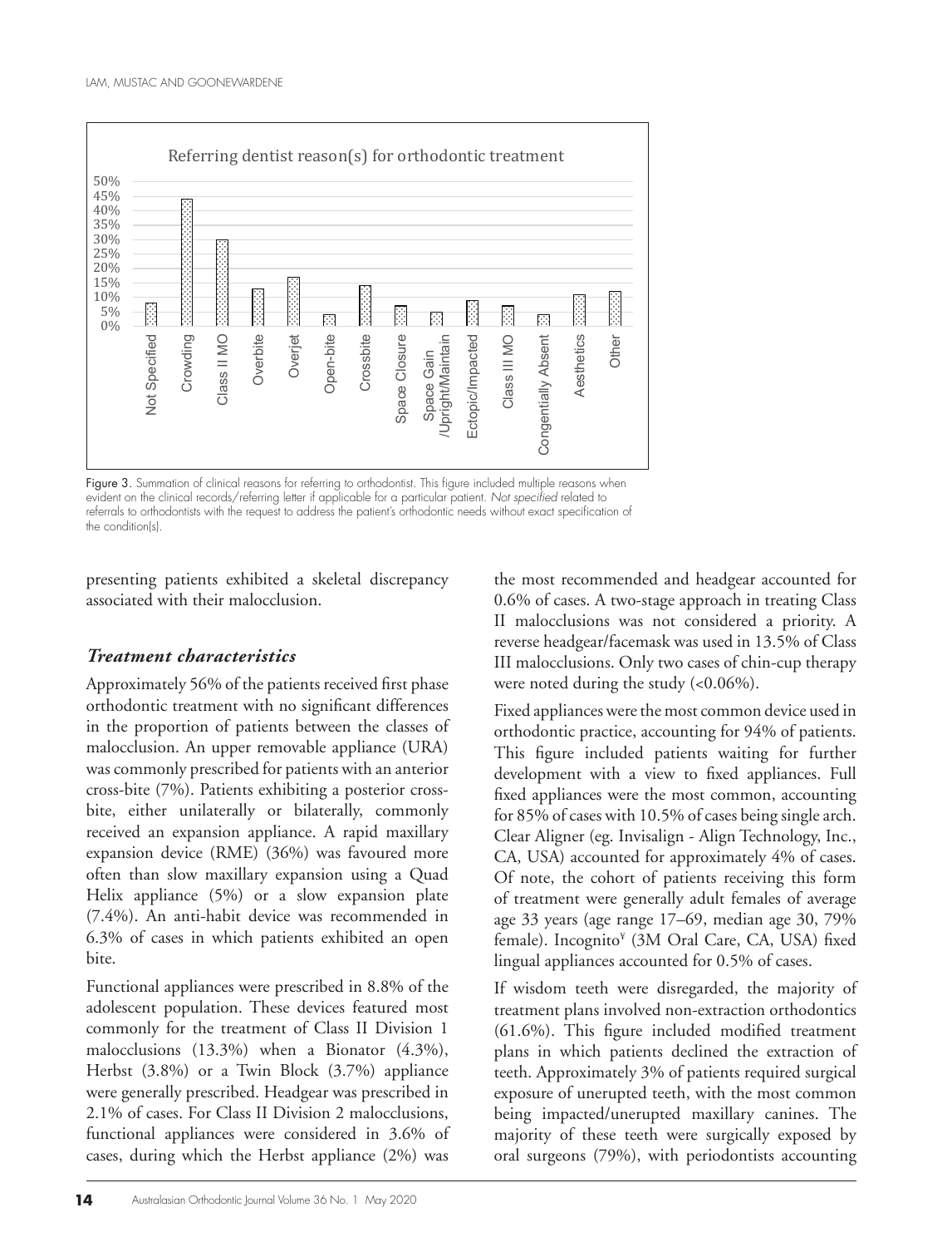Figure 3. Summation of clinical reasons for referring to orthodontist. This figure included multiple reasons when evident on the clinical records/referring letter if applicable for a particular patient. *Not specified* related to referrals to orthodontists with the request to address the patient's orthodontic needs without exact specification of the condition(s).

presenting patients exhibited a skeletal discrepancy associated with their malocclusion.

### *Treatment characteristics*

Approximately 56% of the patients received first phase orthodontic treatment with no significant differences in the proportion of patients between the classes of malocclusion. An upper removable appliance (URA) was commonly prescribed for patients with an anterior cross-bite (7%). Patients exhibiting a posterior cross-bite, either unilaterally or bilaterally, commonly received an expansion appliance. A rapid maxillary expansion device (RME) (36%) was favoured more often than slow maxillary expansion using a Quad Helix appliance (5%) or a slow expansion plate (7.4%). An anti-habit device was recommended in 6.3% of cases in which patients exhibited an open bite.

Functional appliances were prescribed in 8.8% of the adolescent population. These devices featured most commonly for the treatment of Class II Division 1 malocclusions (13.3%) when a Bionator (4.3%), Herbst (3.8%) or a Twin Block (3.7%) appliance were generally prescribed. Headgear was prescribed in 2.1% of cases. For Class II Division 2 malocclusions, functional appliances were considered in 3.6% of cases, during which the Herbst appliance (2%) was the most recommended and headgear accounted for 0.6% of cases. A two-stage approach in treating Class II malocclusions was not considered a priority. A reverse headgear/facemask was used in 13.5% of Class III malocclusions. Only two cases of chin-cup therapy were noted during the study (<0.06%).

Fixed appliances were the most common device used in orthodontic practice, accounting for 94% of patients. This figure included patients waiting for further development with a view to fixed appliances. Full fixed appliances were the most common, accounting for 85% of cases with 10.5% of cases being single arch. Clear Aligner (eg. Invisalign - Align Technology, Inc., CA, USA) accounted for approximately 4% of cases. Of note, the cohort of patients receiving this form of treatment were generally adult females of average age 33 years (age range 17–69, median age 30, 79% female). Incognito[¥] (3M Oral Care, CA, USA) fixed lingual appliances accounted for 0.5% of cases.

If wisdom teeth were disregarded, the majority of treatment plans involved non-extraction orthodontics (61.6%). This figure included modified treatment plans in which patients declined the extraction of teeth. Approximately 3% of patients required surgical exposure of unerupted teeth, with the most common being impacted/unerupted maxillary canines. The majority of these teeth were surgically exposed by oral surgeons (79%), with periodontists accounting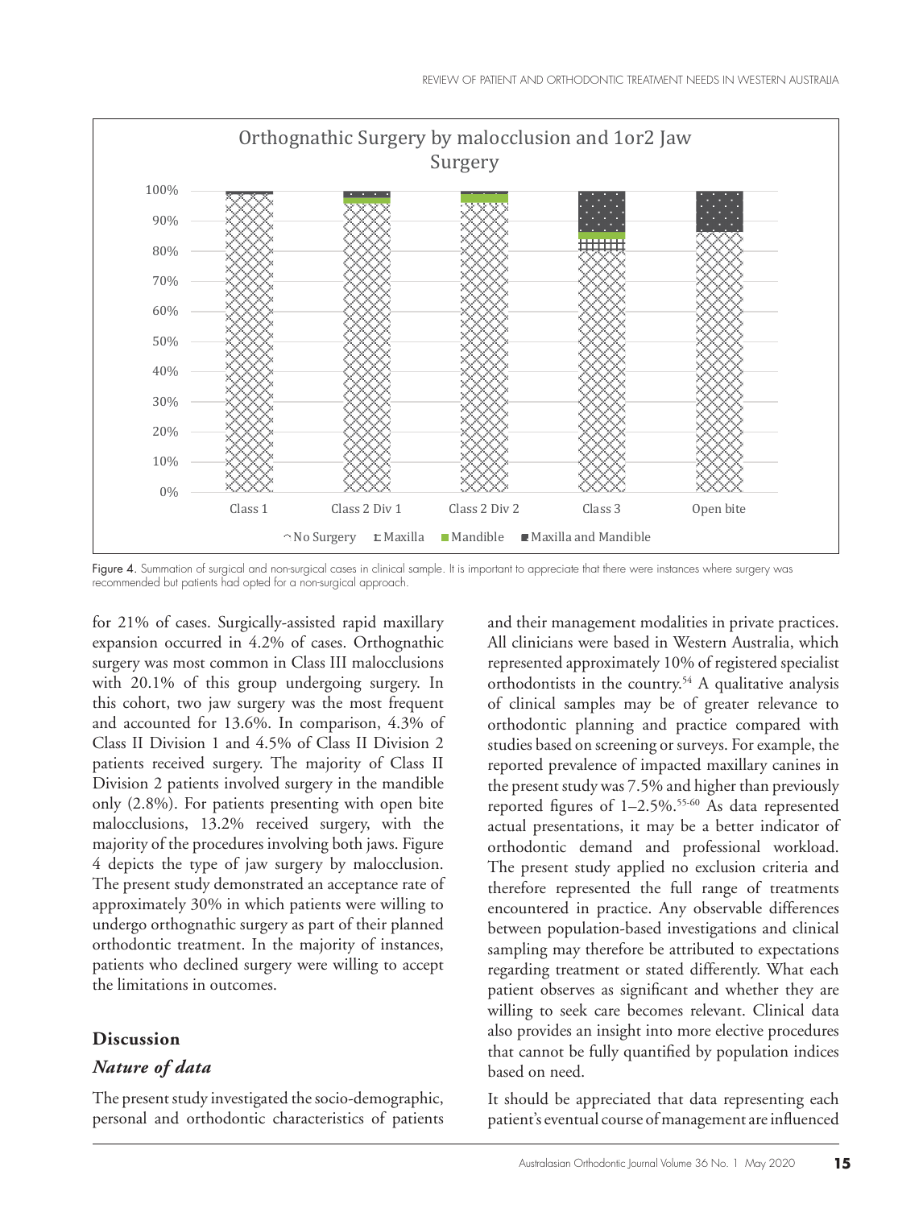Figure 4. Summation of surgical and non-surgical cases in clinical sample. It is important to appreciate that there were instances where surgery was recommended but patients had opted for a non-surgical approach.

for 21% of cases. Surgically-assisted rapid maxillary expansion occurred in 4.2% of cases. Orthognathic surgery was most common in Class III malocclusions with 20.1% of this group undergoing surgery. In this cohort, two jaw surgery was the most frequent and accounted for 13.6%. In comparison, 4.3% of Class II Division 1 and 4.5% of Class II Division 2 patients received surgery. The majority of Class II Division 2 patients involved surgery in the mandible only (2.8%). For patients presenting with open bite malocclusions, 13.2% received surgery, with the majority of the procedures involving both jaws. Figure 4 depicts the type of jaw surgery by malocclusion. The present study demonstrated an acceptance rate of approximately 30% in which patients were willing to undergo orthognathic surgery as part of their planned orthodontic treatment. In the majority of instances, patients who declined surgery were willing to accept the limitations in outcomes.

## Discussion

### *Nature of data*

The present study investigated the socio-demographic, personal and orthodontic characteristics of patients and their management modalities in private practices. All clinicians were based in Western Australia, which represented approximately 10% of registered specialist orthodontists in the country.[54] A qualitative analysis of clinical samples may be of greater relevance to orthodontic planning and practice compared with studies based on screening or surveys. For example, the reported prevalence of impacted maxillary canines in the present study was 7.5% and higher than previously reported figures of 1–2.5%.[55-60] As data represented actual presentations, it may be a better indicator of orthodontic demand and professional workload. The present study applied no exclusion criteria and therefore represented the full range of treatments encountered in practice. Any observable differences between population-based investigations and clinical sampling may therefore be attributed to expectations regarding treatment or stated differently. What each patient observes as significant and whether they are willing to seek care becomes relevant. Clinical data also provides an insight into more elective procedures that cannot be fully quantified by population indices based on need.

It should be appreciated that data representing each patient's eventual course of management are influenced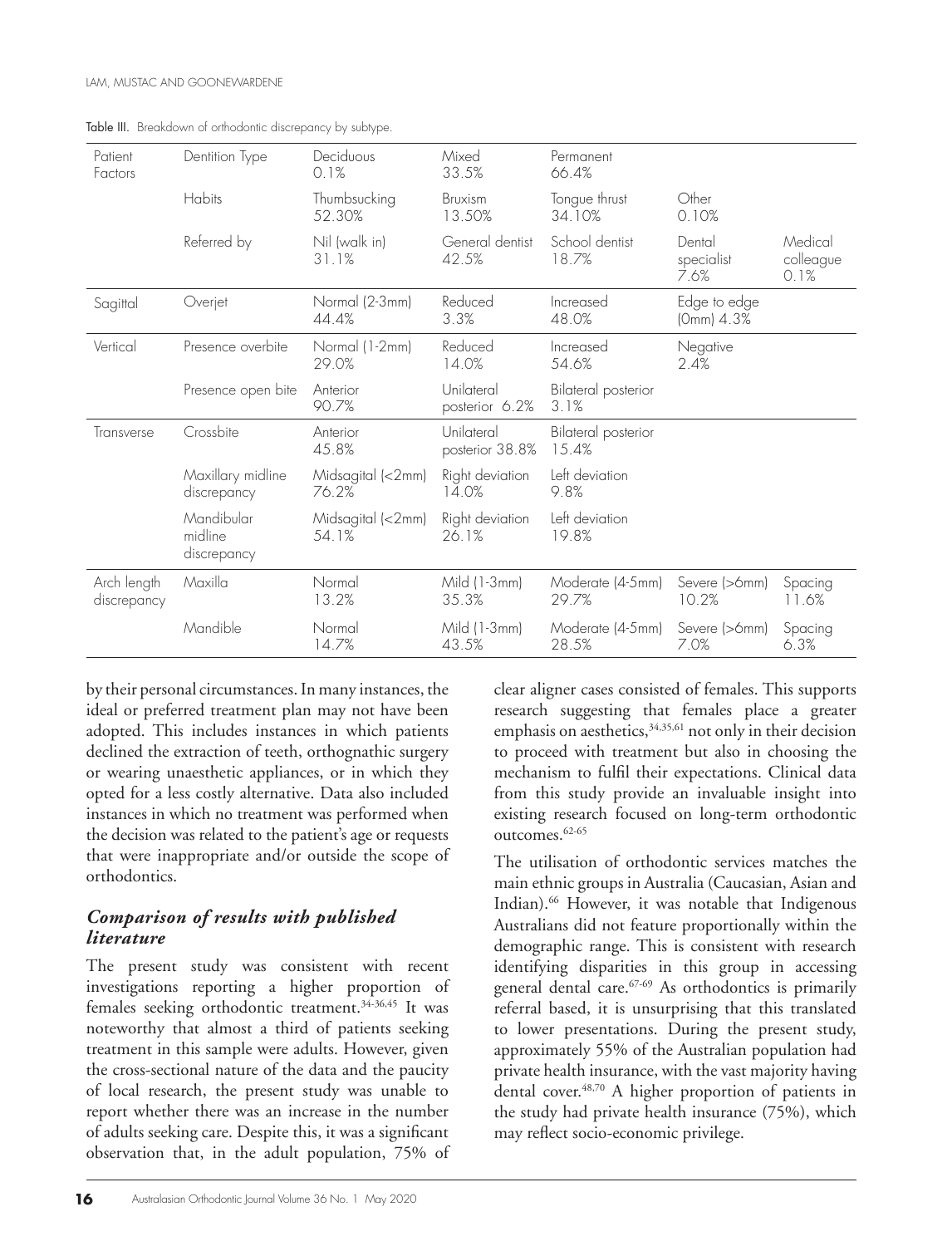Table III. Breakdown of orthodontic discrepancy by subtype.

| | | | | | | |
|---|---|---|---|---|---|---|
| Patient Factors | Dentition Type | Deciduous 0.1% | Mixed 33.5% | Permanent 66.4% | | |
| | Habits | Thumbsucking 52.30% | Bruxism 13.50% | Tongue thrust 34.10% | Other 0.10% | |
| | Referred by | Nil (walk in) 31.1% | General dentist 42.5% | School dentist 18.7% | Dental specialist 7.6% | Medical colleague 0.1% |
| Sagittal | Overjet | Normal (2-3mm) 44.4% | Reduced 3.3% | Increased 48.0% | Edge to edge (0mm) 4.3% | |
| Vertical | Presence overbite | Normal (1-2mm) 29.0% | Reduced 14.0% | Increased 54.6% | Negative 2.4% | |
| | Presence open bite | Anterior 90.7% | Unilateral posterior 6.2% | Bilateral posterior 3.1% | | |
| Transverse | Crossbite | Anterior 45.8% | Unilateral posterior 38.8% | Bilateral posterior 15.4% | | |
| | Maxillary midline discrepancy | Midsagital (<2mm) 76.2% | Right deviation 14.0% | Left deviation 9.8% | | |
| | Mandibular midline discrepancy | Midsagital (<2mm) 54.1% | Right deviation 26.1% | Left deviation 19.8% | | |
| Arch length discrepancy | Maxilla | Normal 13.2% | Mild (1-3mm) 35.3% | Moderate (4-5mm) 29.7% | Severe (>6mm) 10.2% | Spacing 11.6% |
| | Mandible | Normal 14.7% | Mild (1-3mm) 43.5% | Moderate (4-5mm) 28.5% | Severe (>6mm) 7.0% | Spacing 6.3% |

by their personal circumstances. In many instances, the ideal or preferred treatment plan may not have been adopted. This includes instances in which patients declined the extraction of teeth, orthognathic surgery or wearing unaesthetic appliances, or in which they opted for a less costly alternative. Data also included instances in which no treatment was performed when the decision was related to the patient's age or requests that were inappropriate and/or outside the scope of orthodontics.

### *Comparison of results with published literature*

The present study was consistent with recent investigations reporting a higher proportion of females seeking orthodontic treatment.[34-36,45] It was noteworthy that almost a third of patients seeking treatment in this sample were adults. However, given the cross-sectional nature of the data and the paucity of local research, the present study was unable to report whether there was an increase in the number of adults seeking care. Despite this, it was a significant observation that, in the adult population, 75% of clear aligner cases consisted of females. This supports research suggesting that females place a greater emphasis on aesthetics,[34,35,61] not only in their decision to proceed with treatment but also in choosing the mechanism to fulfil their expectations. Clinical data from this study provide an invaluable insight into existing research focused on long-term orthodontic outcomes.[62-65]

The utilisation of orthodontic services matches the main ethnic groups in Australia (Caucasian, Asian and Indian).[66] However, it was notable that Indigenous Australians did not feature proportionally within the demographic range. This is consistent with research identifying disparities in this group in accessing general dental care.[67-69] As orthodontics is primarily referral based, it is unsurprising that this translated to lower presentations. During the present study, approximately 55% of the Australian population had private health insurance, with the vast majority having dental cover.[48,70] A higher proportion of patients in the study had private health insurance (75%), which may reflect socio-economic privilege.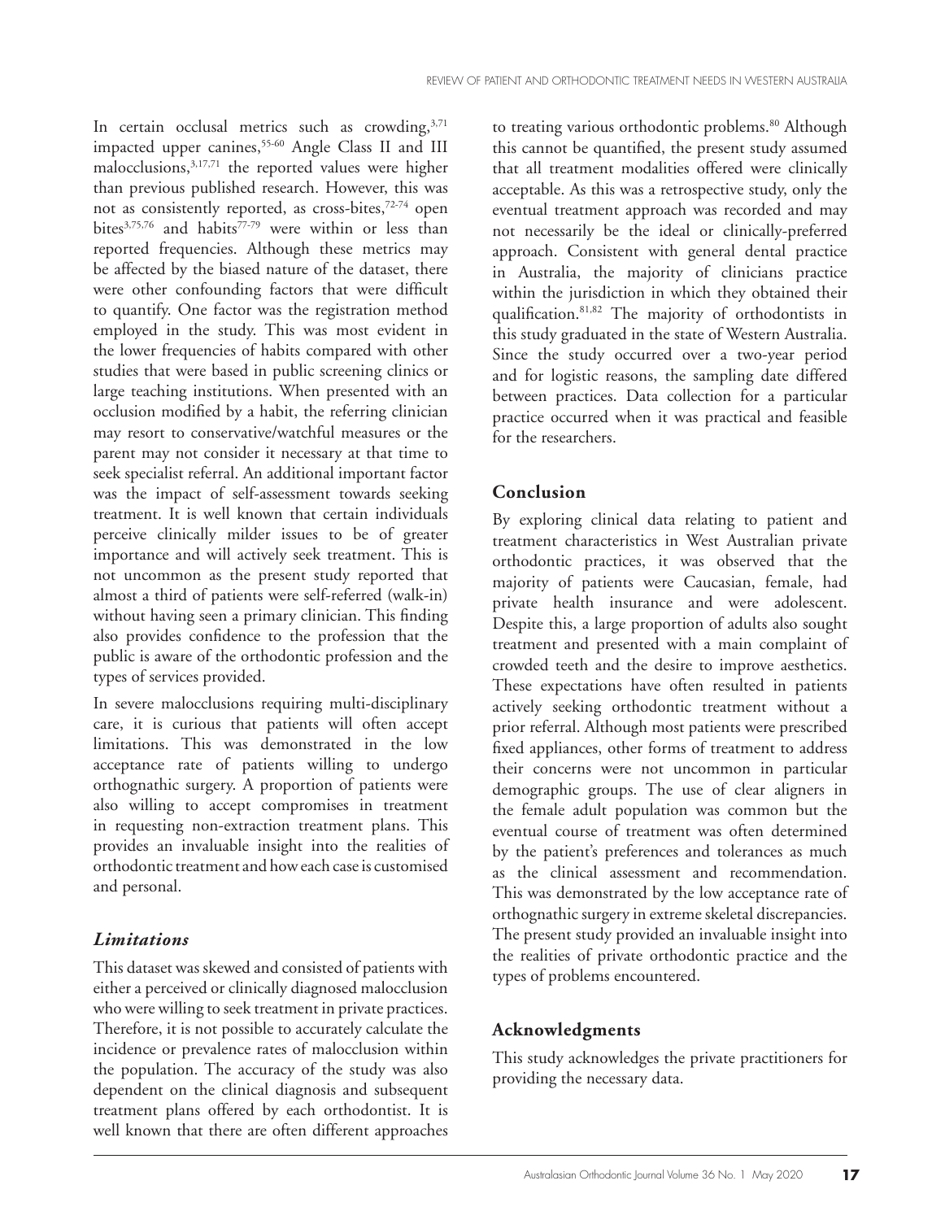In certain occlusal metrics such as crowding,[3,71] impacted upper canines,[55-60] Angle Class II and III malocclusions,[3,17,71] the reported values were higher than previous published research. However, this was not as consistently reported, as cross-bites,[72-74] open bites[3,75,76] and habits[77-79] were within or less than reported frequencies. Although these metrics may be affected by the biased nature of the dataset, there were other confounding factors that were difficult to quantify. One factor was the registration method employed in the study. This was most evident in the lower frequencies of habits compared with other studies that were based in public screening clinics or large teaching institutions. When presented with an occlusion modified by a habit, the referring clinician may resort to conservative/watchful measures or the parent may not consider it necessary at that time to seek specialist referral. An additional important factor was the impact of self-assessment towards seeking treatment. It is well known that certain individuals perceive clinically milder issues to be of greater importance and will actively seek treatment. This is not uncommon as the present study reported that almost a third of patients were self-referred (walk-in) without having seen a primary clinician. This finding also provides confidence to the profession that the public is aware of the orthodontic profession and the types of services provided.

In severe malocclusions requiring multi-disciplinary care, it is curious that patients will often accept limitations. This was demonstrated in the low acceptance rate of patients willing to undergo orthognathic surgery. A proportion of patients were also willing to accept compromises in treatment in requesting non-extraction treatment plans. This provides an invaluable insight into the realities of orthodontic treatment and how each case is customised and personal.

### *Limitations*

This dataset was skewed and consisted of patients with either a perceived or clinically diagnosed malocclusion who were willing to seek treatment in private practices. Therefore, it is not possible to accurately calculate the incidence or prevalence rates of malocclusion within the population. The accuracy of the study was also dependent on the clinical diagnosis and subsequent treatment plans offered by each orthodontist. It is well known that there are often different approaches to treating various orthodontic problems.[80] Although this cannot be quantified, the present study assumed that all treatment modalities offered were clinically acceptable. As this was a retrospective study, only the eventual treatment approach was recorded and may not necessarily be the ideal or clinically-preferred approach. Consistent with general dental practice in Australia, the majority of clinicians practice within the jurisdiction in which they obtained their qualification.[81,82] The majority of orthodontists in this study graduated in the state of Western Australia. Since the study occurred over a two-year period and for logistic reasons, the sampling date differed between practices. Data collection for a particular practice occurred when it was practical and feasible for the researchers.

## Conclusion

By exploring clinical data relating to patient and treatment characteristics in West Australian private orthodontic practices, it was observed that the majority of patients were Caucasian, female, had private health insurance and were adolescent. Despite this, a large proportion of adults also sought treatment and presented with a main complaint of crowded teeth and the desire to improve aesthetics. These expectations have often resulted in patients actively seeking orthodontic treatment without a prior referral. Although most patients were prescribed fixed appliances, other forms of treatment to address their concerns were not uncommon in particular demographic groups. The use of clear aligners in the female adult population was common but the eventual course of treatment was often determined by the patient's preferences and tolerances as much as the clinical assessment and recommendation. This was demonstrated by the low acceptance rate of orthognathic surgery in extreme skeletal discrepancies. The present study provided an invaluable insight into the realities of private orthodontic practice and the types of problems encountered.

## Acknowledgments

This study acknowledges the private practitioners for providing the necessary data.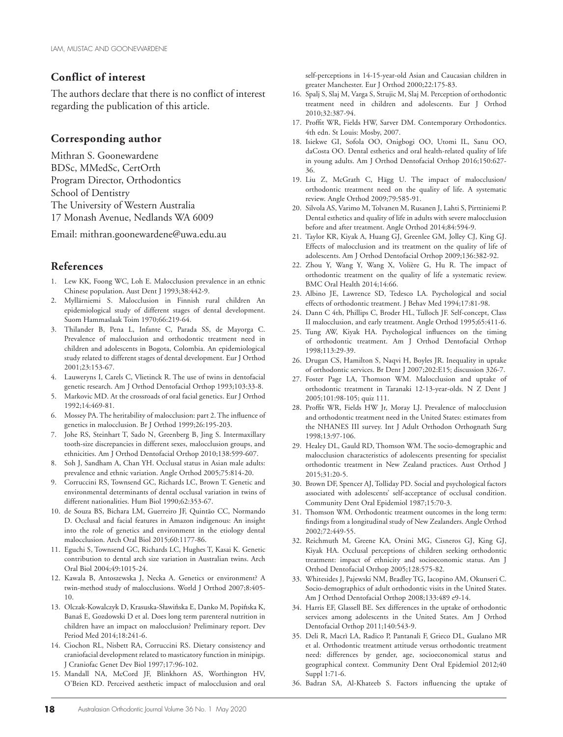## Conflict of interest

The authors declare that there is no conflict of interest regarding the publication of this article.

## Corresponding author

Mithran S. Goonewardene
BDSc, MMedSc, CertOrth
Program Director, Orthodontics
School of Dentistry
The University of Western Australia
17 Monash Avenue, Nedlands WA 6009

Email: mithran.goonewardene@uwa.edu.au

## References

1. Lew KK, Foong WC, Loh E. Malocclusion prevalence in an ethnic Chinese population. Aust Dent J 1993;38:442-9.
2. Myllärniemi S. Malocclusion in Finnish rural children An epidemiological study of different stages of dental development. Suom Hammaslaak Toim 1970;66:219-64.
3. Thilander B, Pena L, Infante C, Parada SS, de Mayorga C. Prevalence of malocclusion and orthodontic treatment need in children and adolescents in Bogota, Colombia. An epidemiological study related to different stages of dental development. Eur J Orthod 2001;23:153-67.
4. Lauweryns I, Carels C, Vlietinck R. The use of twins in dentofacial genetic research. Am J Orthod Dentofacial Orthop 1993;103:33-8.
5. Markovic MD. At the crossroads of oral facial genetics. Eur J Orthod 1992;14:469-81.
6. Mossey PA. The heritability of malocclusion: part 2. The influence of genetics in malocclusion. Br J Orthod 1999;26:195-203.
7. Johe RS, Steinhart T, Sado N, Greenberg B, Jing S. Intermaxillary tooth-size discrepancies in different sexes, malocclusion groups, and ethnicities. Am J Orthod Dentofacial Orthop 2010;138:599-607.
8. Soh J, Sandham A, Chan YH. Occlusal status in Asian male adults: prevalence and ethnic variation. Angle Orthod 2005;75:814-20.
9. Corruccini RS, Townsend GC, Richards LC, Brown T. Genetic and environmental determinants of dental occlusal variation in twins of different nationalities. Hum Biol 1990;62:353-67.
10. de Souza BS, Bichara LM, Guerreiro JF, Quintão CC, Normando D. Occlusal and facial features in Amazon indigenous: An insight into the role of genetics and environment in the etiology dental malocclusion. Arch Oral Biol 2015;60:1177-86.
11. Eguchi S, Townsend GC, Richards LC, Hughes T, Kasai K. Genetic contribution to dental arch size variation in Australian twins. Arch Oral Biol 2004;49:1015-24.
12. Kawala B, Antoszewska J, Necka A. Genetics or environment? A twin-method study of malocclusions. World J Orthod 2007;8:405-10.
13. Olczak-Kowalczyk D, Krasuska-Sławińska E, Danko M, Popińska K, Banaś E, Gozdowski D et al. Does long term parenteral nutrition in children have an impact on malocclusion? Preliminary report. Dev Period Med 2014;18:241-6.
14. Ciochon RL, Nisbett RA, Corruccini RS. Dietary consistency and craniofacial development related to masticatory function in minipigs. J Craniofac Genet Dev Biol 1997;17:96-102.
15. Mandall NA, McCord JF, Blinkhorn AS, Worthington HV, O'Brien KD. Perceived aesthetic impact of malocclusion and oral self-perceptions in 14-15-year-old Asian and Caucasian children in greater Manchester. Eur J Orthod 2000;22:175-83.
16. Spalj S, Slaj M, Varga S, Strujic M, Slaj M. Perception of orthodontic treatment need in children and adolescents. Eur J Orthod 2010;32:387-94.
17. Proffit WR, Fields HW, Sarver DM. Contemporary Orthodontics. 4th edn. St Louis: Mosby, 2007.
18. Isiekwe GI, Sofola OO, Onigbogi OO, Utomi IL, Sanu OO, daCosta OO. Dental esthetics and oral health-related quality of life in young adults. Am J Orthod Dentofacial Orthop 2016;150:627-36.
19. Liu Z, McGrath C, Hägg U. The impact of malocclusion/orthodontic treatment need on the quality of life. A systematic review. Angle Orthod 2009;79:585-91.
20. Silvola AS, Varimo M, Tolvanen M, Rusanen J, Lahti S, Pirttiniemi P. Dental esthetics and quality of life in adults with severe malocclusion before and after treatment. Angle Orthod 2014;84:594-9.
21. Taylor KR, Kiyak A, Huang GJ, Greenlee GM, Jolley CJ, King GJ. Effects of malocclusion and its treatment on the quality of life of adolescents. Am J Orthod Dentofacial Orthop 2009;136:382-92.
22. Zhou Y, Wang Y, Wang X, Volière G, Hu R. The impact of orthodontic treatment on the quality of life a systematic review. BMC Oral Health 2014;14:66.
23. Albino JE, Lawrence SD, Tedesco LA. Psychological and social effects of orthodontic treatment. J Behav Med 1994;17:81-98.
24. Dann C 4th, Phillips C, Broder HL, Tulloch JF. Self-concept, Class II malocclusion, and early treatment. Angle Orthod 1995;65:411-6.
25. Tung AW, Kiyak HA. Psychological influences on the timing of orthodontic treatment. Am J Orthod Dentofacial Orthop 1998;113:29-39.
26. Drugan CS, Hamilton S, Naqvi H, Boyles JR. Inequality in uptake of orthodontic services. Br Dent J 2007;202:E15; discussion 326-7.
27. Foster Page LA, Thomson WM. Malocclusion and uptake of orthodontic treatment in Taranaki 12-13-year-olds. N Z Dent J 2005;101:98-105; quiz 111.
28. Proffit WR, Fields HW Jr, Moray LJ. Prevalence of malocclusion and orthodontic treatment need in the United States: estimates from the NHANES III survey. Int J Adult Orthodon Orthognath Surg 1998;13:97-106.
29. Healey DL, Gauld RD, Thomson WM. The socio-demographic and malocclusion characteristics of adolescents presenting for specialist orthodontic treatment in New Zealand practices. Aust Orthod J 2015;31:20-5.
30. Brown DF, Spencer AJ, Tolliday PD. Social and psychological factors associated with adolescents' self-acceptance of occlusal condition. Community Dent Oral Epidemiol 1987;15:70-3.
31. Thomson WM. Orthodontic treatment outcomes in the long term: findings from a longitudinal study of New Zealanders. Angle Orthod 2002;72:449-55.
32. Reichmuth M, Greene KA, Orsini MG, Cisneros GJ, King GJ, Kiyak HA. Occlusal perceptions of children seeking orthodontic treatment: impact of ethnicity and socioeconomic status. Am J Orthod Dentofacial Orthop 2005;128:575-82.
33. Whitesides J, Pajewski NM, Bradley TG, Iacopino AM, Okunseri C. Socio-demographics of adult orthodontic visits in the United States. Am J Orthod Dentofacial Orthop 2008;133:489 e9-14.
34. Harris EF, Glassell BE. Sex differences in the uptake of orthodontic services among adolescents in the United States. Am J Orthod Dentofacial Orthop 2011;140:543-9.
35. Deli R, Macrì LA, Radico P, Pantanali F, Grieco DL, Gualano MR et al. Orthodontic treatment attitude versus orthodontic treatment need: differences by gender, age, socioeconomical status and geographical context. Community Dent Oral Epidemiol 2012;40 Suppl 1:71-6.
36. Badran SA, Al-Khateeb S. Factors influencing the uptake of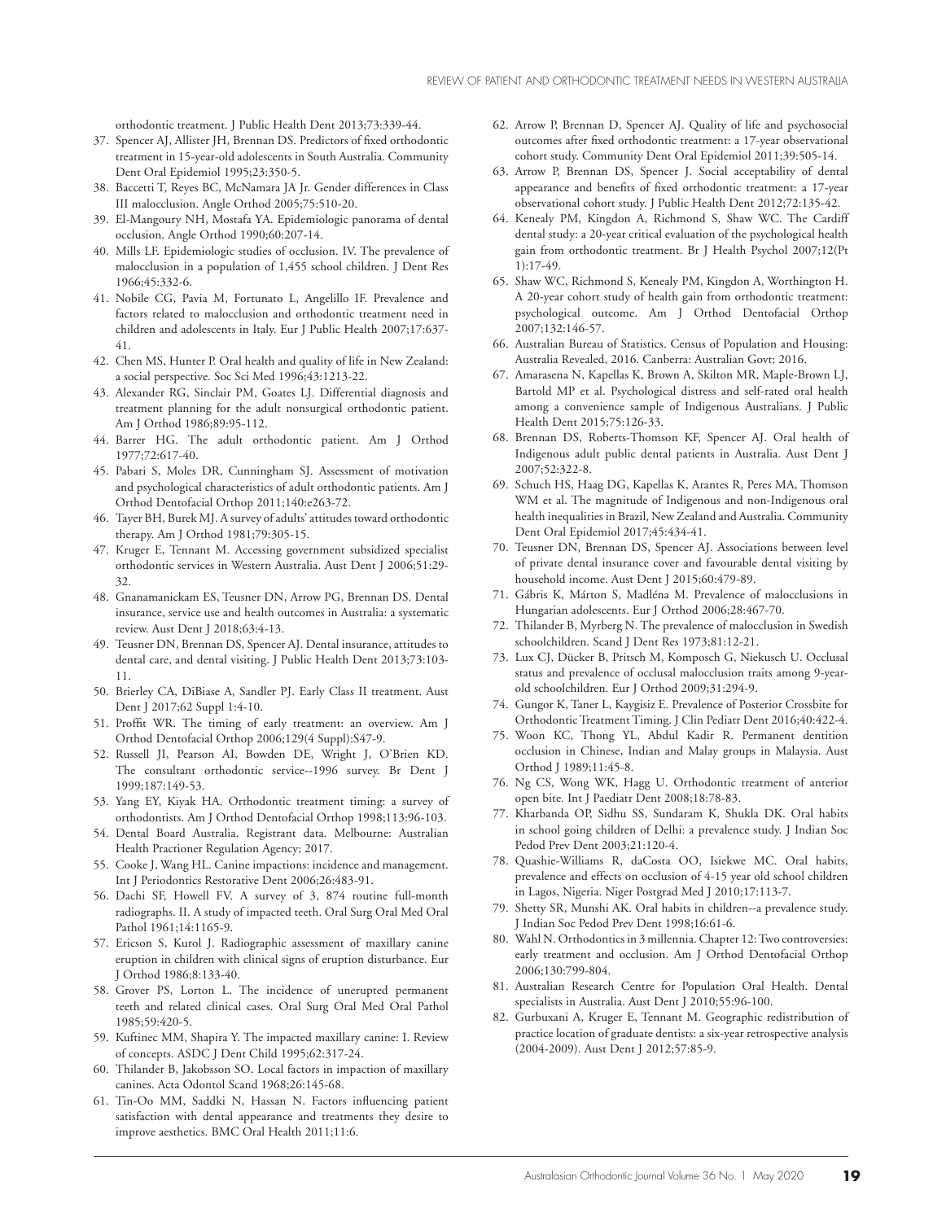orthodontic treatment. J Public Health Dent 2013;73:339-44.

37. Spencer AJ, Allister JH, Brennan DS. Predictors of fixed orthodontic treatment in 15-year-old adolescents in South Australia. Community Dent Oral Epidemiol 1995;23:350-5.
38. Baccetti T, Reyes BC, McNamara JA Jr. Gender differences in Class III malocclusion. Angle Orthod 2005;75:510-20.
39. El-Mangoury NH, Mostafa YA. Epidemiologic panorama of dental occlusion. Angle Orthod 1990;60:207-14.
40. Mills LF. Epidemiologic studies of occlusion. IV. The prevalence of malocclusion in a population of 1,455 school children. J Dent Res 1966;45:332-6.
41. Nobile CG, Pavia M, Fortunato L, Angelillo IF. Prevalence and factors related to malocclusion and orthodontic treatment need in children and adolescents in Italy. Eur J Public Health 2007;17:637-41.
42. Chen MS, Hunter P. Oral health and quality of life in New Zealand: a social perspective. Soc Sci Med 1996;43:1213-22.
43. Alexander RG, Sinclair PM, Goates LJ. Differential diagnosis and treatment planning for the adult nonsurgical orthodontic patient. Am J Orthod 1986;89:95-112.
44. Barrer HG. The adult orthodontic patient. Am J Orthod 1977;72:617-40.
45. Pabari S, Moles DR, Cunningham SJ. Assessment of motivation and psychological characteristics of adult orthodontic patients. Am J Orthod Dentofacial Orthop 2011;140:e263-72.
46. Tayer BH, Burek MJ. A survey of adults' attitudes toward orthodontic therapy. Am J Orthod 1981;79:305-15.
47. Kruger E, Tennant M. Accessing government subsidized specialist orthodontic services in Western Australia. Aust Dent J 2006;51:29-32.
48. Gnanamanickam ES, Teusner DN, Arrow PG, Brennan DS. Dental insurance, service use and health outcomes in Australia: a systematic review. Aust Dent J 2018;63:4-13.
49. Teusner DN, Brennan DS, Spencer AJ. Dental insurance, attitudes to dental care, and dental visiting. J Public Health Dent 2013;73:103-11.
50. Brierley CA, DiBiase A, Sandler PJ. Early Class II treatment. Aust Dent J 2017;62 Suppl 1:4-10.
51. Proffit WR. The timing of early treatment: an overview. Am J Orthod Dentofacial Orthop 2006;129(4 Suppl):S47-9.
52. Russell JI, Pearson AI, Bowden DE, Wright J, O'Brien KD. The consultant orthodontic service--1996 survey. Br Dent J 1999;187:149-53.
53. Yang EY, Kiyak HA. Orthodontic treatment timing: a survey of orthodontists. Am J Orthod Dentofacial Orthop 1998;113:96-103.
54. Dental Board Australia. Registrant data. Melbourne: Australian Health Practioner Regulation Agency; 2017.
55. Cooke J, Wang HL. Canine impactions: incidence and management. Int J Periodontics Restorative Dent 2006;26:483-91.
56. Dachi SF, Howell FV. A survey of 3, 874 routine full-month radiographs. II. A study of impacted teeth. Oral Surg Oral Med Oral Pathol 1961;14:1165-9.
57. Ericson S, Kurol J. Radiographic assessment of maxillary canine eruption in children with clinical signs of eruption disturbance. Eur J Orthod 1986;8:133-40.
58. Grover PS, Lorton L. The incidence of unerupted permanent teeth and related clinical cases. Oral Surg Oral Med Oral Pathol 1985;59:420-5.
59. Kuftinec MM, Shapira Y. The impacted maxillary canine: I. Review of concepts. ASDC J Dent Child 1995;62:317-24.
60. Thilander B, Jakobsson SO. Local factors in impaction of maxillary canines. Acta Odontol Scand 1968;26:145-68.
61. Tin-Oo MM, Saddki N, Hassan N. Factors influencing patient satisfaction with dental appearance and treatments they desire to improve aesthetics. BMC Oral Health 2011;11:6.
62. Arrow P, Brennan D, Spencer AJ. Quality of life and psychosocial outcomes after fixed orthodontic treatment: a 17-year observational cohort study. Community Dent Oral Epidemiol 2011;39:505-14.
63. Arrow P, Brennan DS, Spencer J. Social acceptability of dental appearance and benefits of fixed orthodontic treatment: a 17-year observational cohort study. J Public Health Dent 2012;72:135-42.
64. Kenealy PM, Kingdon A, Richmond S, Shaw WC. The Cardiff dental study: a 20-year critical evaluation of the psychological health gain from orthodontic treatment. Br J Health Psychol 2007;12(Pt 1):17-49.
65. Shaw WC, Richmond S, Kenealy PM, Kingdon A, Worthington H. A 20-year cohort study of health gain from orthodontic treatment: psychological outcome. Am J Orthod Dentofacial Orthop 2007;132:146-57.
66. Australian Bureau of Statistics. Census of Population and Housing: Australia Revealed, 2016. Canberra: Australian Govt; 2016.
67. Amarasena N, Kapellas K, Brown A, Skilton MR, Maple-Brown LJ, Bartold MP et al. Psychological distress and self-rated oral health among a convenience sample of Indigenous Australians. J Public Health Dent 2015;75:126-33.
68. Brennan DS, Roberts-Thomson KF, Spencer AJ. Oral health of Indigenous adult public dental patients in Australia. Aust Dent J 2007;52:322-8.
69. Schuch HS, Haag DG, Kapellas K, Arantes R, Peres MA, Thomson WM et al. The magnitude of Indigenous and non-Indigenous oral health inequalities in Brazil, New Zealand and Australia. Community Dent Oral Epidemiol 2017;45:434-41.
70. Teusner DN, Brennan DS, Spencer AJ. Associations between level of private dental insurance cover and favourable dental visiting by household income. Aust Dent J 2015;60:479-89.
71. Gábris K, Márton S, Madléna M. Prevalence of malocclusions in Hungarian adolescents. Eur J Orthod 2006;28:467-70.
72. Thilander B, Myrberg N. The prevalence of malocclusion in Swedish schoolchildren. Scand J Dent Res 1973;81:12-21.
73. Lux CJ, Dücker B, Pritsch M, Komposch G, Niekusch U. Occlusal status and prevalence of occlusal malocclusion traits among 9-year-old schoolchildren. Eur J Orthod 2009;31:294-9.
74. Gungor K, Taner L, Kaygisiz E. Prevalence of Posterior Crossbite for Orthodontic Treatment Timing. J Clin Pediatr Dent 2016;40:422-4.
75. Woon KC, Thong YL, Abdul Kadir R. Permanent dentition occlusion in Chinese, Indian and Malay groups in Malaysia. Aust Orthod J 1989;11:45-8.
76. Ng CS, Wong WK, Hagg U. Orthodontic treatment of anterior open bite. Int J Paediatr Dent 2008;18:78-83.
77. Kharbanda OP, Sidhu SS, Sundaram K, Shukla DK. Oral habits in school going children of Delhi: a prevalence study. J Indian Soc Pedod Prev Dent 2003;21:120-4.
78. Quashie-Williams R, daCosta OO, Isiekwe MC. Oral habits, prevalence and effects on occlusion of 4-15 year old school children in Lagos, Nigeria. Niger Postgrad Med J 2010;17:113-7.
79. Shetty SR, Munshi AK. Oral habits in children--a prevalence study. J Indian Soc Pedod Prev Dent 1998;16:61-6.
80. Wahl N. Orthodontics in 3 millennia. Chapter 12: Two controversies: early treatment and occlusion. Am J Orthod Dentofacial Orthop 2006;130:799-804.
81. Australian Research Centre for Population Oral Health. Dental specialists in Australia. Aust Dent J 2010;55:96-100.
82. Gurbuxani A, Kruger E, Tennant M. Geographic redistribution of practice location of graduate dentists: a six-year retrospective analysis (2004-2009). Aust Dent J 2012;57:85-9.